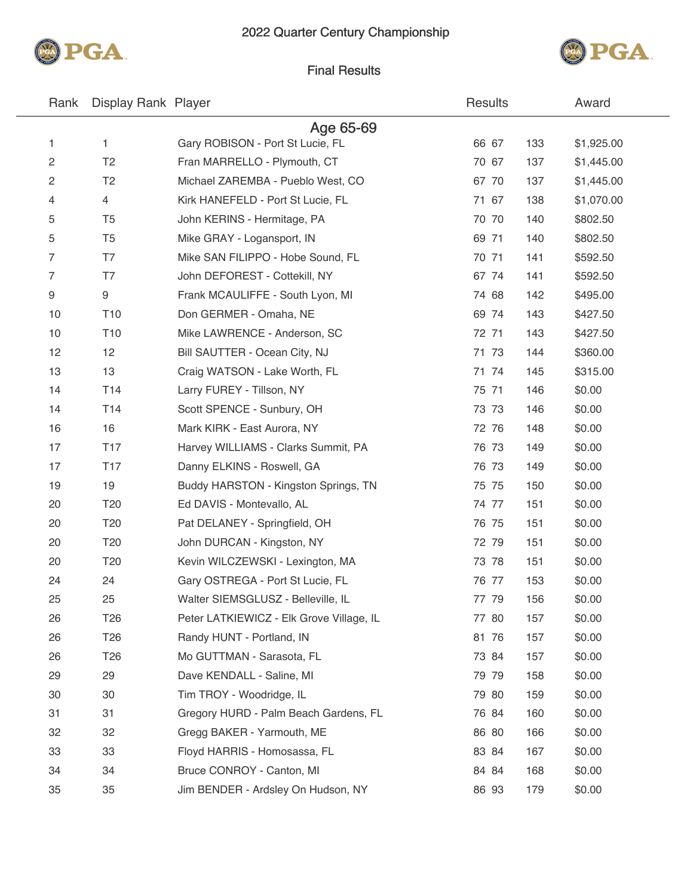# 2022 Quarter Century Championship

## Final Results

| Rank | Display Rank | Player | Results | | Award |
|---|---|---|---|---|---|
| | | **Age 65-69** | | | |
| 1 | 1 | Gary ROBISON - Port St Lucie, FL | 66 67 | 133 | $1,925.00 |
| 2 | T2 | Fran MARRELLO - Plymouth, CT | 70 67 | 137 | $1,445.00 |
| 2 | T2 | Michael ZAREMBA - Pueblo West, CO | 67 70 | 137 | $1,445.00 |
| 4 | 4 | Kirk HANEFELD - Port St Lucie, FL | 71 67 | 138 | $1,070.00 |
| 5 | T5 | John KERINS - Hermitage, PA | 70 70 | 140 | $802.50 |
| 5 | T5 | Mike GRAY - Logansport, IN | 69 71 | 140 | $802.50 |
| 7 | T7 | Mike SAN FILIPPO - Hobe Sound, FL | 70 71 | 141 | $592.50 |
| 7 | T7 | John DEFOREST - Cottekill, NY | 67 74 | 141 | $592.50 |
| 9 | 9 | Frank MCAULIFFE - South Lyon, MI | 74 68 | 142 | $495.00 |
| 10 | T10 | Don GERMER - Omaha, NE | 69 74 | 143 | $427.50 |
| 10 | T10 | Mike LAWRENCE - Anderson, SC | 72 71 | 143 | $427.50 |
| 12 | 12 | Bill SAUTTER - Ocean City, NJ | 71 73 | 144 | $360.00 |
| 13 | 13 | Craig WATSON - Lake Worth, FL | 71 74 | 145 | $315.00 |
| 14 | T14 | Larry FUREY - Tillson, NY | 75 71 | 146 | $0.00 |
| 14 | T14 | Scott SPENCE - Sunbury, OH | 73 73 | 146 | $0.00 |
| 16 | 16 | Mark KIRK - East Aurora, NY | 72 76 | 148 | $0.00 |
| 17 | T17 | Harvey WILLIAMS - Clarks Summit, PA | 76 73 | 149 | $0.00 |
| 17 | T17 | Danny ELKINS - Roswell, GA | 76 73 | 149 | $0.00 |
| 19 | 19 | Buddy HARSTON - Kingston Springs, TN | 75 75 | 150 | $0.00 |
| 20 | T20 | Ed DAVIS - Montevallo, AL | 74 77 | 151 | $0.00 |
| 20 | T20 | Pat DELANEY - Springfield, OH | 76 75 | 151 | $0.00 |
| 20 | T20 | John DURCAN - Kingston, NY | 72 79 | 151 | $0.00 |
| 20 | T20 | Kevin WILCZEWSKI - Lexington, MA | 73 78 | 151 | $0.00 |
| 24 | 24 | Gary OSTREGA - Port St Lucie, FL | 76 77 | 153 | $0.00 |
| 25 | 25 | Walter SIEMSGLUSZ - Belleville, IL | 77 79 | 156 | $0.00 |
| 26 | T26 | Peter LATKIEWICZ - Elk Grove Village, IL | 77 80 | 157 | $0.00 |
| 26 | T26 | Randy HUNT - Portland, IN | 81 76 | 157 | $0.00 |
| 26 | T26 | Mo GUTTMAN - Sarasota, FL | 73 84 | 157 | $0.00 |
| 29 | 29 | Dave KENDALL - Saline, MI | 79 79 | 158 | $0.00 |
| 30 | 30 | Tim TROY - Woodridge, IL | 79 80 | 159 | $0.00 |
| 31 | 31 | Gregory HURD - Palm Beach Gardens, FL | 76 84 | 160 | $0.00 |
| 32 | 32 | Gregg BAKER - Yarmouth, ME | 86 80 | 166 | $0.00 |
| 33 | 33 | Floyd HARRIS - Homosassa, FL | 83 84 | 167 | $0.00 |
| 34 | 34 | Bruce CONROY - Canton, MI | 84 84 | 168 | $0.00 |
| 35 | 35 | Jim BENDER - Ardsley On Hudson, NY | 86 93 | 179 | $0.00 |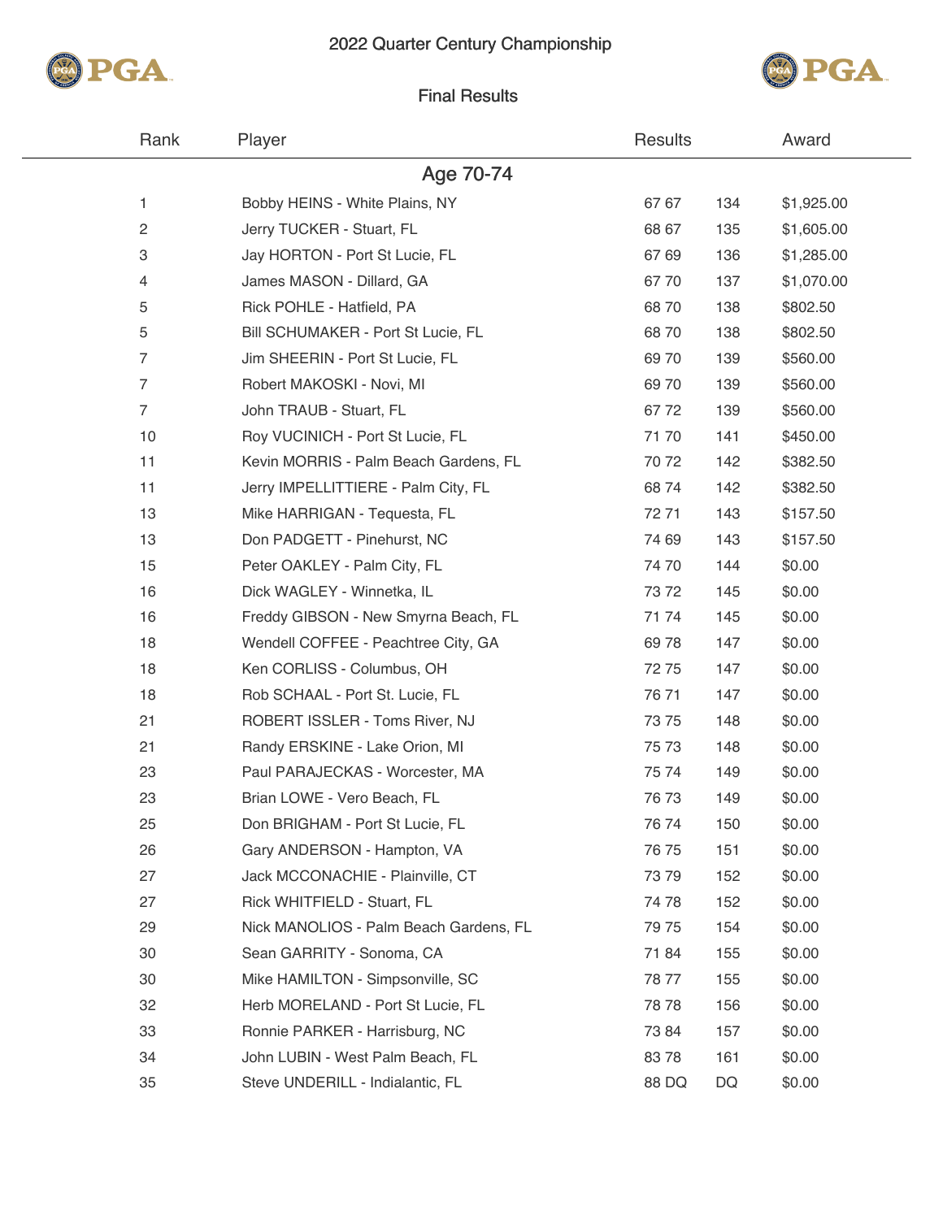# 2022 Quarter Century Championship

## Final Results

| Rank | Player | Results | | Award |
|---|---|---|---|---|
| | **Age 70-74** | | | |
| 1 | Bobby HEINS - White Plains, NY | 67 67 | 134 | $1,925.00 |
| 2 | Jerry TUCKER - Stuart, FL | 68 67 | 135 | $1,605.00 |
| 3 | Jay HORTON - Port St Lucie, FL | 67 69 | 136 | $1,285.00 |
| 4 | James MASON - Dillard, GA | 67 70 | 137 | $1,070.00 |
| 5 | Rick POHLE - Hatfield, PA | 68 70 | 138 | $802.50 |
| 5 | Bill SCHUMAKER - Port St Lucie, FL | 68 70 | 138 | $802.50 |
| 7 | Jim SHEERIN - Port St Lucie, FL | 69 70 | 139 | $560.00 |
| 7 | Robert MAKOSKI - Novi, MI | 69 70 | 139 | $560.00 |
| 7 | John TRAUB - Stuart, FL | 67 72 | 139 | $560.00 |
| 10 | Roy VUCINICH - Port St Lucie, FL | 71 70 | 141 | $450.00 |
| 11 | Kevin MORRIS - Palm Beach Gardens, FL | 70 72 | 142 | $382.50 |
| 11 | Jerry IMPELLITTIERE - Palm City, FL | 68 74 | 142 | $382.50 |
| 13 | Mike HARRIGAN - Tequesta, FL | 72 71 | 143 | $157.50 |
| 13 | Don PADGETT - Pinehurst, NC | 74 69 | 143 | $157.50 |
| 15 | Peter OAKLEY - Palm City, FL | 74 70 | 144 | $0.00 |
| 16 | Dick WAGLEY - Winnetka, IL | 73 72 | 145 | $0.00 |
| 16 | Freddy GIBSON - New Smyrna Beach, FL | 71 74 | 145 | $0.00 |
| 18 | Wendell COFFEE - Peachtree City, GA | 69 78 | 147 | $0.00 |
| 18 | Ken CORLISS - Columbus, OH | 72 75 | 147 | $0.00 |
| 18 | Rob SCHAAL - Port St. Lucie, FL | 76 71 | 147 | $0.00 |
| 21 | ROBERT ISSLER - Toms River, NJ | 73 75 | 148 | $0.00 |
| 21 | Randy ERSKINE - Lake Orion, MI | 75 73 | 148 | $0.00 |
| 23 | Paul PARAJECKAS - Worcester, MA | 75 74 | 149 | $0.00 |
| 23 | Brian LOWE - Vero Beach, FL | 76 73 | 149 | $0.00 |
| 25 | Don BRIGHAM - Port St Lucie, FL | 76 74 | 150 | $0.00 |
| 26 | Gary ANDERSON - Hampton, VA | 76 75 | 151 | $0.00 |
| 27 | Jack MCCONACHIE - Plainville, CT | 73 79 | 152 | $0.00 |
| 27 | Rick WHITFIELD - Stuart, FL | 74 78 | 152 | $0.00 |
| 29 | Nick MANOLIOS - Palm Beach Gardens, FL | 79 75 | 154 | $0.00 |
| 30 | Sean GARRITY - Sonoma, CA | 71 84 | 155 | $0.00 |
| 30 | Mike HAMILTON - Simpsonville, SC | 78 77 | 155 | $0.00 |
| 32 | Herb MORELAND - Port St Lucie, FL | 78 78 | 156 | $0.00 |
| 33 | Ronnie PARKER - Harrisburg, NC | 73 84 | 157 | $0.00 |
| 34 | John LUBIN - West Palm Beach, FL | 83 78 | 161 | $0.00 |
| 35 | Steve UNDERILL - Indialantic, FL | 88 DQ | DQ | $0.00 |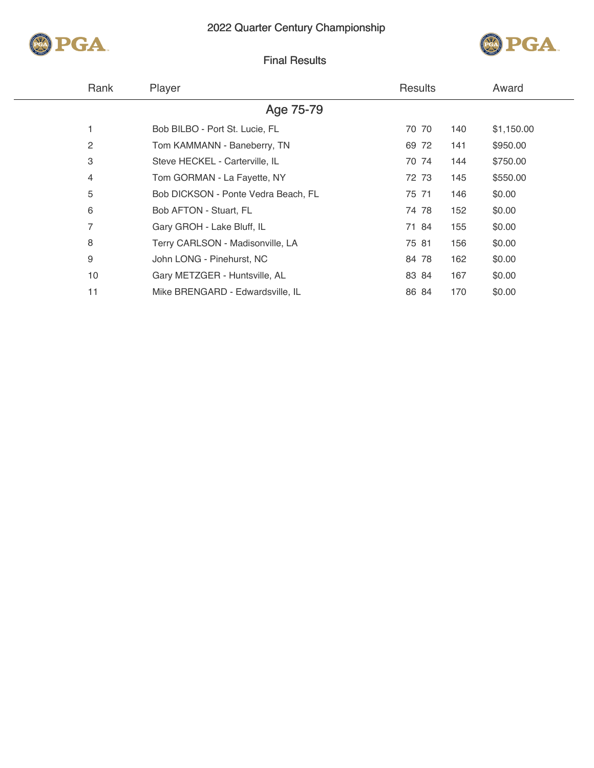# 2022 Quarter Century Championship

## Final Results

| Rank | Player | Results | | Award |
|---|---|---|---|---|
| | **Age 75-79** | | | |
| 1 | Bob BILBO - Port St. Lucie, FL | 70 70 | 140 | $1,150.00 |
| 2 | Tom KAMMANN - Baneberry, TN | 69 72 | 141 | $950.00 |
| 3 | Steve HECKEL - Carterville, IL | 70 74 | 144 | $750.00 |
| 4 | Tom GORMAN - La Fayette, NY | 72 73 | 145 | $550.00 |
| 5 | Bob DICKSON - Ponte Vedra Beach, FL | 75 71 | 146 | $0.00 |
| 6 | Bob AFTON - Stuart, FL | 74 78 | 152 | $0.00 |
| 7 | Gary GROH - Lake Bluff, IL | 71 84 | 155 | $0.00 |
| 8 | Terry CARLSON - Madisonville, LA | 75 81 | 156 | $0.00 |
| 9 | John LONG - Pinehurst, NC | 84 78 | 162 | $0.00 |
| 10 | Gary METZGER - Huntsville, AL | 83 84 | 167 | $0.00 |
| 11 | Mike BRENGARD - Edwardsville, IL | 86 84 | 170 | $0.00 |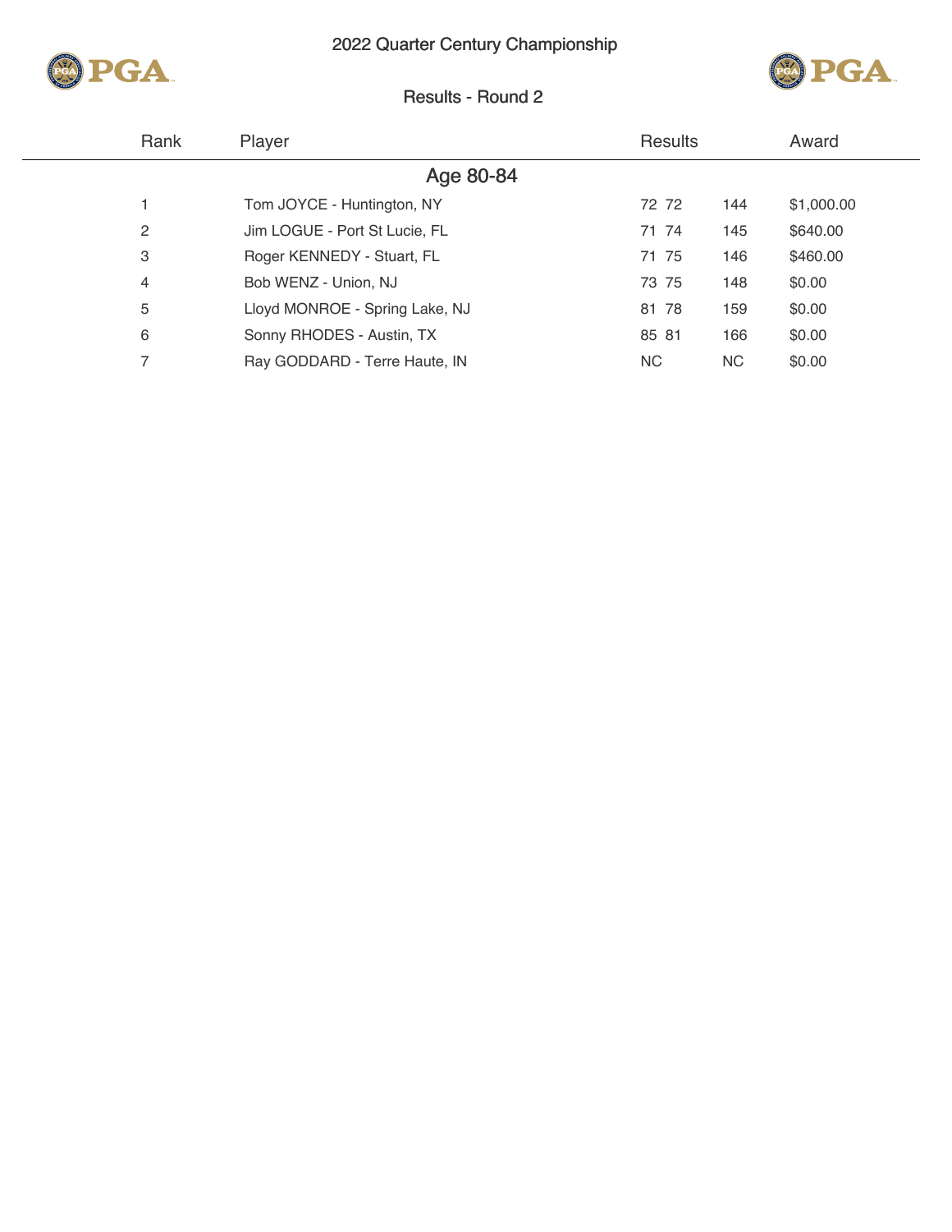# 2022 Quarter Century Championship

## Results - Round 2

| Rank | Player | Results | | Award |
|---|---|---|---|---|
| | **Age 80-84** | | | |
| 1 | Tom JOYCE - Huntington, NY | 72 72 | 144 | $1,000.00 |
| 2 | Jim LOGUE - Port St Lucie, FL | 71 74 | 145 | $640.00 |
| 3 | Roger KENNEDY - Stuart, FL | 71 75 | 146 | $460.00 |
| 4 | Bob WENZ - Union, NJ | 73 75 | 148 | $0.00 |
| 5 | Lloyd MONROE - Spring Lake, NJ | 81 78 | 159 | $0.00 |
| 6 | Sonny RHODES - Austin, TX | 85 81 | 166 | $0.00 |
| 7 | Ray GODDARD - Terre Haute, IN | NC | NC | $0.00 |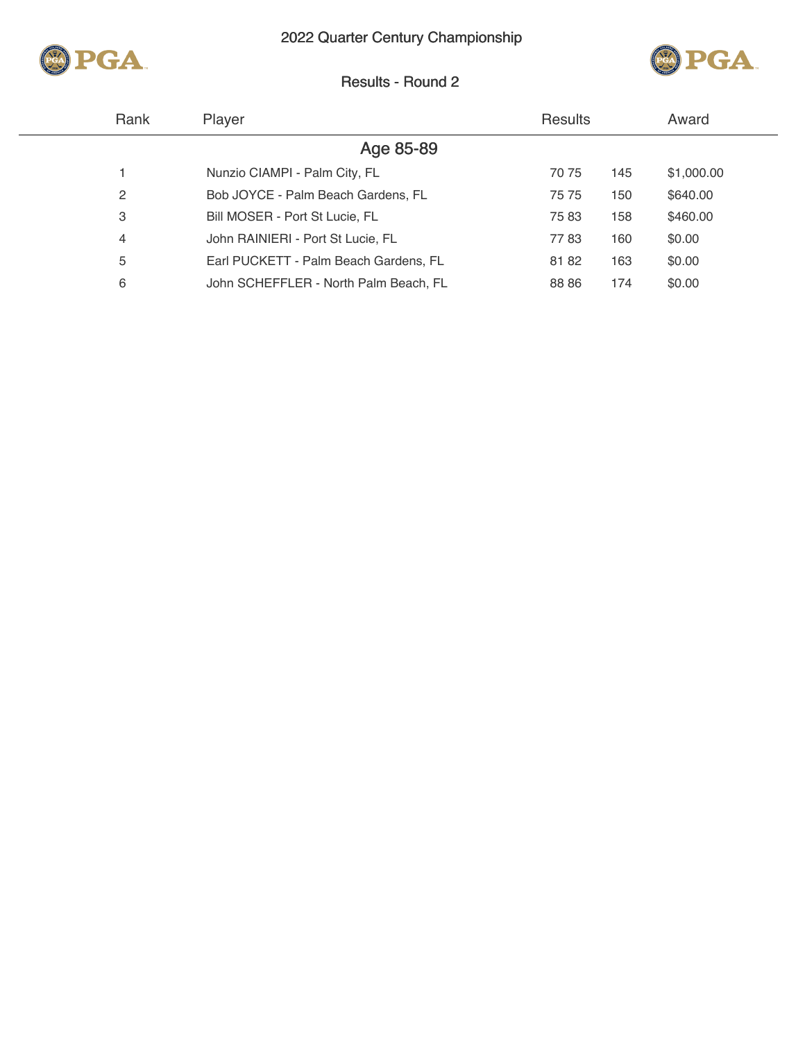# 2022 Quarter Century Championship

## Results - Round 2

| Rank | Player | Results | | Award |
|---|---|---|---|---|
| **Age 85-89** | | | | |
| 1 | Nunzio CIAMPI - Palm City, FL | 70 75 | 145 | $1,000.00 |
| 2 | Bob JOYCE - Palm Beach Gardens, FL | 75 75 | 150 | $640.00 |
| 3 | Bill MOSER - Port St Lucie, FL | 75 83 | 158 | $460.00 |
| 4 | John RAINIERI - Port St Lucie, FL | 77 83 | 160 | $0.00 |
| 5 | Earl PUCKETT - Palm Beach Gardens, FL | 81 82 | 163 | $0.00 |
| 6 | John SCHEFFLER - North Palm Beach, FL | 88 86 | 174 | $0.00 |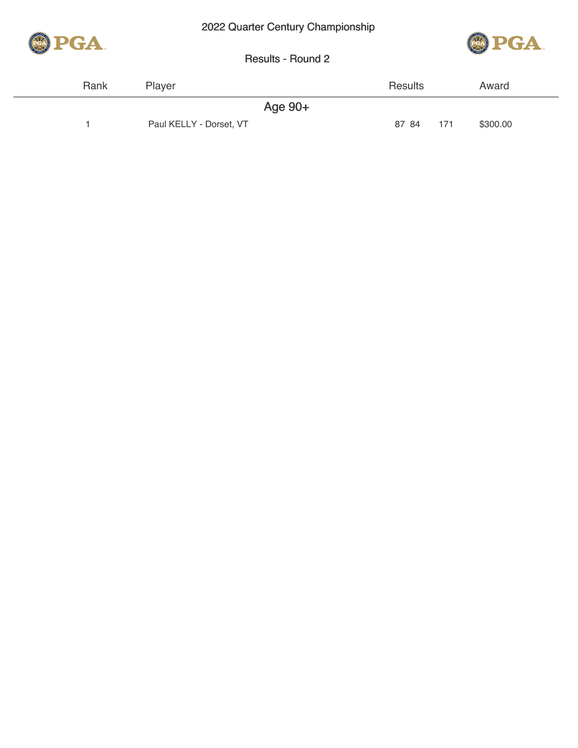# 2022 Quarter Century Championship

## Results - Round 2

| Rank | Player | Results | | | Award |
|---|---|---|---|---|---|
| | **Age 90+** | | | | |
| 1 | Paul KELLY - Dorset, VT | 87 | 84 | 171 | $300.00 |